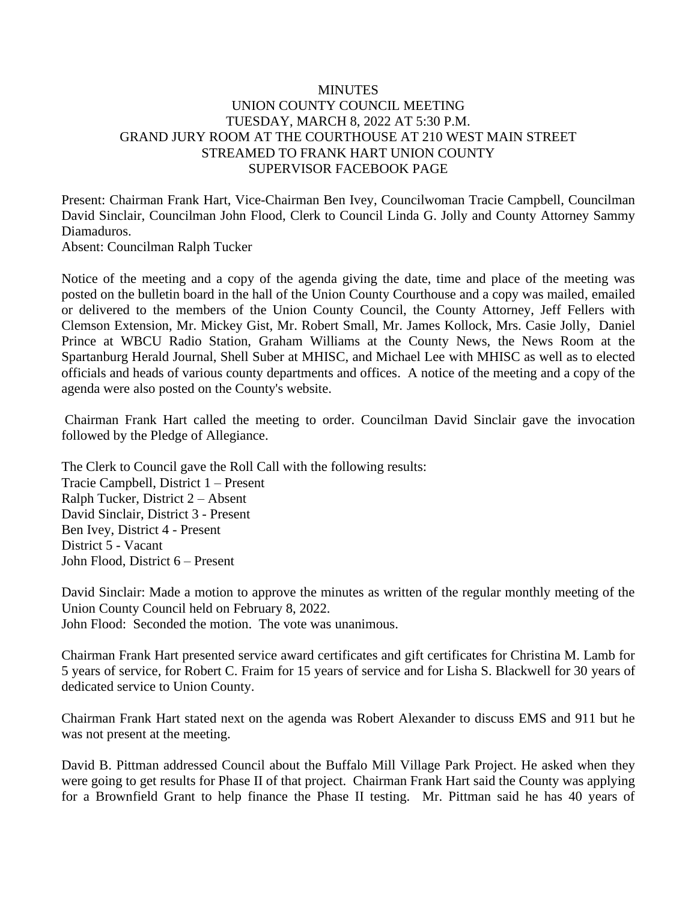# MINUTES
## UNION COUNTY COUNCIL MEETING
## TUESDAY, MARCH 8, 2022 AT 5:30 P.M.
## GRAND JURY ROOM AT THE COURTHOUSE AT 210 WEST MAIN STREET
## STREAMED TO FRANK HART UNION COUNTY SUPERVISOR FACEBOOK PAGE

Present: Chairman Frank Hart, Vice-Chairman Ben Ivey, Councilwoman Tracie Campbell, Councilman David Sinclair, Councilman John Flood, Clerk to Council Linda G. Jolly and County Attorney Sammy Diamaduros.
Absent: Councilman Ralph Tucker

Notice of the meeting and a copy of the agenda giving the date, time and place of the meeting was posted on the bulletin board in the hall of the Union County Courthouse and a copy was mailed, emailed or delivered to the members of the Union County Council, the County Attorney, Jeff Fellers with Clemson Extension, Mr. Mickey Gist, Mr. Robert Small, Mr. James Kollock, Mrs. Casie Jolly, Daniel Prince at WBCU Radio Station, Graham Williams at the County News, the News Room at the Spartanburg Herald Journal, Shell Suber at MHISC, and Michael Lee with MHISC as well as to elected officials and heads of various county departments and offices. A notice of the meeting and a copy of the agenda were also posted on the County's website.

Chairman Frank Hart called the meeting to order. Councilman David Sinclair gave the invocation followed by the Pledge of Allegiance.

The Clerk to Council gave the Roll Call with the following results:
Tracie Campbell, District 1 – Present
Ralph Tucker, District 2 – Absent
David Sinclair, District 3 - Present
Ben Ivey, District 4 - Present
District 5 - Vacant
John Flood, District 6 – Present

David Sinclair: Made a motion to approve the minutes as written of the regular monthly meeting of the Union County Council held on February 8, 2022.
John Flood: Seconded the motion. The vote was unanimous.

Chairman Frank Hart presented service award certificates and gift certificates for Christina M. Lamb for 5 years of service, for Robert C. Fraim for 15 years of service and for Lisha S. Blackwell for 30 years of dedicated service to Union County.

Chairman Frank Hart stated next on the agenda was Robert Alexander to discuss EMS and 911 but he was not present at the meeting.

David B. Pittman addressed Council about the Buffalo Mill Village Park Project. He asked when they were going to get results for Phase II of that project. Chairman Frank Hart said the County was applying for a Brownfield Grant to help finance the Phase II testing. Mr. Pittman said he has 40 years of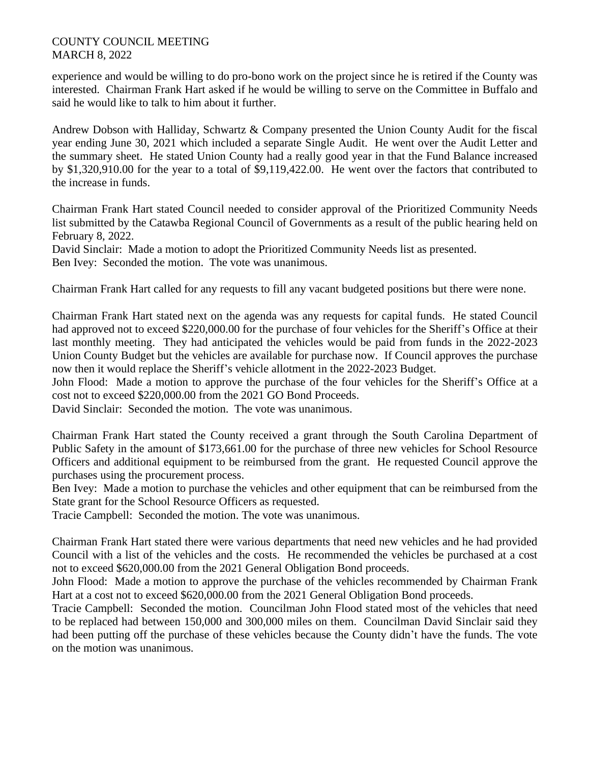experience and would be willing to do pro-bono work on the project since he is retired if the County was interested. Chairman Frank Hart asked if he would be willing to serve on the Committee in Buffalo and said he would like to talk to him about it further.

Andrew Dobson with Halliday, Schwartz & Company presented the Union County Audit for the fiscal year ending June 30, 2021 which included a separate Single Audit. He went over the Audit Letter and the summary sheet. He stated Union County had a really good year in that the Fund Balance increased by $1,320,910.00 for the year to a total of $9,119,422.00. He went over the factors that contributed to the increase in funds.

Chairman Frank Hart stated Council needed to consider approval of the Prioritized Community Needs list submitted by the Catawba Regional Council of Governments as a result of the public hearing held on February 8, 2022.
David Sinclair: Made a motion to adopt the Prioritized Community Needs list as presented.
Ben Ivey: Seconded the motion. The vote was unanimous.

Chairman Frank Hart called for any requests to fill any vacant budgeted positions but there were none.

Chairman Frank Hart stated next on the agenda was any requests for capital funds. He stated Council had approved not to exceed $220,000.00 for the purchase of four vehicles for the Sheriff's Office at their last monthly meeting. They had anticipated the vehicles would be paid from funds in the 2022-2023 Union County Budget but the vehicles are available for purchase now. If Council approves the purchase now then it would replace the Sheriff's vehicle allotment in the 2022-2023 Budget.
John Flood: Made a motion to approve the purchase of the four vehicles for the Sheriff's Office at a cost not to exceed $220,000.00 from the 2021 GO Bond Proceeds.
David Sinclair: Seconded the motion. The vote was unanimous.

Chairman Frank Hart stated the County received a grant through the South Carolina Department of Public Safety in the amount of $173,661.00 for the purchase of three new vehicles for School Resource Officers and additional equipment to be reimbursed from the grant. He requested Council approve the purchases using the procurement process.
Ben Ivey: Made a motion to purchase the vehicles and other equipment that can be reimbursed from the State grant for the School Resource Officers as requested.
Tracie Campbell: Seconded the motion. The vote was unanimous.

Chairman Frank Hart stated there were various departments that need new vehicles and he had provided Council with a list of the vehicles and the costs. He recommended the vehicles be purchased at a cost not to exceed $620,000.00 from the 2021 General Obligation Bond proceeds.
John Flood: Made a motion to approve the purchase of the vehicles recommended by Chairman Frank Hart at a cost not to exceed $620,000.00 from the 2021 General Obligation Bond proceeds.
Tracie Campbell: Seconded the motion. Councilman John Flood stated most of the vehicles that need to be replaced had between 150,000 and 300,000 miles on them. Councilman David Sinclair said they had been putting off the purchase of these vehicles because the County didn't have the funds. The vote on the motion was unanimous.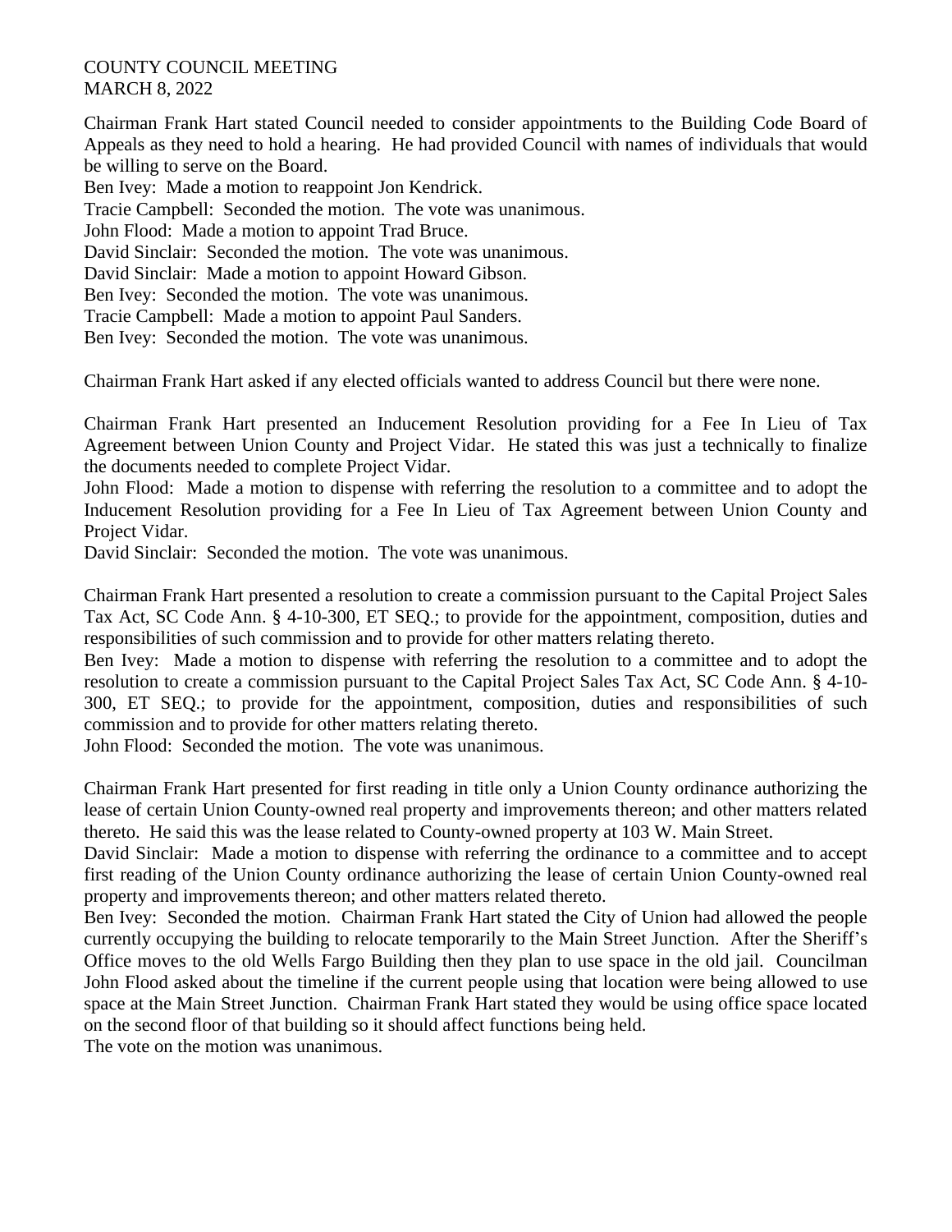COUNTY COUNCIL MEETING
MARCH 8, 2022

Chairman Frank Hart stated Council needed to consider appointments to the Building Code Board of Appeals as they need to hold a hearing. He had provided Council with names of individuals that would be willing to serve on the Board.
Ben Ivey: Made a motion to reappoint Jon Kendrick.
Tracie Campbell: Seconded the motion. The vote was unanimous.
John Flood: Made a motion to appoint Trad Bruce.
David Sinclair: Seconded the motion. The vote was unanimous.
David Sinclair: Made a motion to appoint Howard Gibson.
Ben Ivey: Seconded the motion. The vote was unanimous.
Tracie Campbell: Made a motion to appoint Paul Sanders.
Ben Ivey: Seconded the motion. The vote was unanimous.

Chairman Frank Hart asked if any elected officials wanted to address Council but there were none.

Chairman Frank Hart presented an Inducement Resolution providing for a Fee In Lieu of Tax Agreement between Union County and Project Vidar. He stated this was just a technically to finalize the documents needed to complete Project Vidar.
John Flood: Made a motion to dispense with referring the resolution to a committee and to adopt the Inducement Resolution providing for a Fee In Lieu of Tax Agreement between Union County and Project Vidar.
David Sinclair: Seconded the motion. The vote was unanimous.

Chairman Frank Hart presented a resolution to create a commission pursuant to the Capital Project Sales Tax Act, SC Code Ann. § 4-10-300, ET SEQ.; to provide for the appointment, composition, duties and responsibilities of such commission and to provide for other matters relating thereto.
Ben Ivey: Made a motion to dispense with referring the resolution to a committee and to adopt the resolution to create a commission pursuant to the Capital Project Sales Tax Act, SC Code Ann. § 4-10-300, ET SEQ.; to provide for the appointment, composition, duties and responsibilities of such commission and to provide for other matters relating thereto.
John Flood: Seconded the motion. The vote was unanimous.

Chairman Frank Hart presented for first reading in title only a Union County ordinance authorizing the lease of certain Union County-owned real property and improvements thereon; and other matters related thereto. He said this was the lease related to County-owned property at 103 W. Main Street.
David Sinclair: Made a motion to dispense with referring the ordinance to a committee and to accept first reading of the Union County ordinance authorizing the lease of certain Union County-owned real property and improvements thereon; and other matters related thereto.
Ben Ivey: Seconded the motion. Chairman Frank Hart stated the City of Union had allowed the people currently occupying the building to relocate temporarily to the Main Street Junction. After the Sheriff's Office moves to the old Wells Fargo Building then they plan to use space in the old jail. Councilman John Flood asked about the timeline if the current people using that location were being allowed to use space at the Main Street Junction. Chairman Frank Hart stated they would be using office space located on the second floor of that building so it should affect functions being held.
The vote on the motion was unanimous.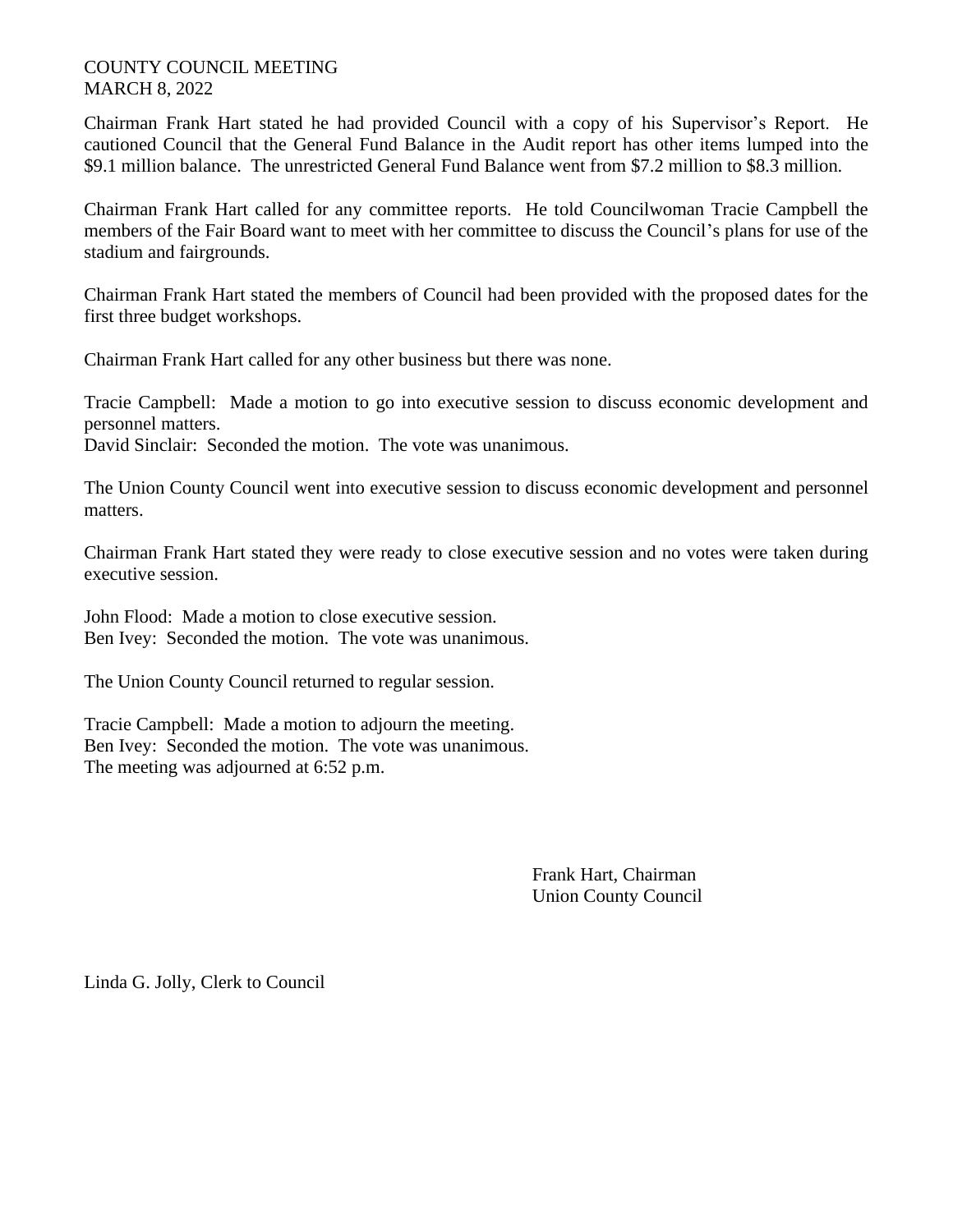COUNTY COUNCIL MEETING
MARCH 8, 2022

Chairman Frank Hart stated he had provided Council with a copy of his Supervisor's Report. He cautioned Council that the General Fund Balance in the Audit report has other items lumped into the $9.1 million balance. The unrestricted General Fund Balance went from $7.2 million to $8.3 million.

Chairman Frank Hart called for any committee reports. He told Councilwoman Tracie Campbell the members of the Fair Board want to meet with her committee to discuss the Council's plans for use of the stadium and fairgrounds.

Chairman Frank Hart stated the members of Council had been provided with the proposed dates for the first three budget workshops.

Chairman Frank Hart called for any other business but there was none.

Tracie Campbell: Made a motion to go into executive session to discuss economic development and personnel matters.
David Sinclair: Seconded the motion. The vote was unanimous.

The Union County Council went into executive session to discuss economic development and personnel matters.

Chairman Frank Hart stated they were ready to close executive session and no votes were taken during executive session.

John Flood: Made a motion to close executive session.
Ben Ivey: Seconded the motion. The vote was unanimous.

The Union County Council returned to regular session.

Tracie Campbell: Made a motion to adjourn the meeting.
Ben Ivey: Seconded the motion. The vote was unanimous.
The meeting was adjourned at 6:52 p.m.

Frank Hart, Chairman
Union County Council

Linda G. Jolly, Clerk to Council